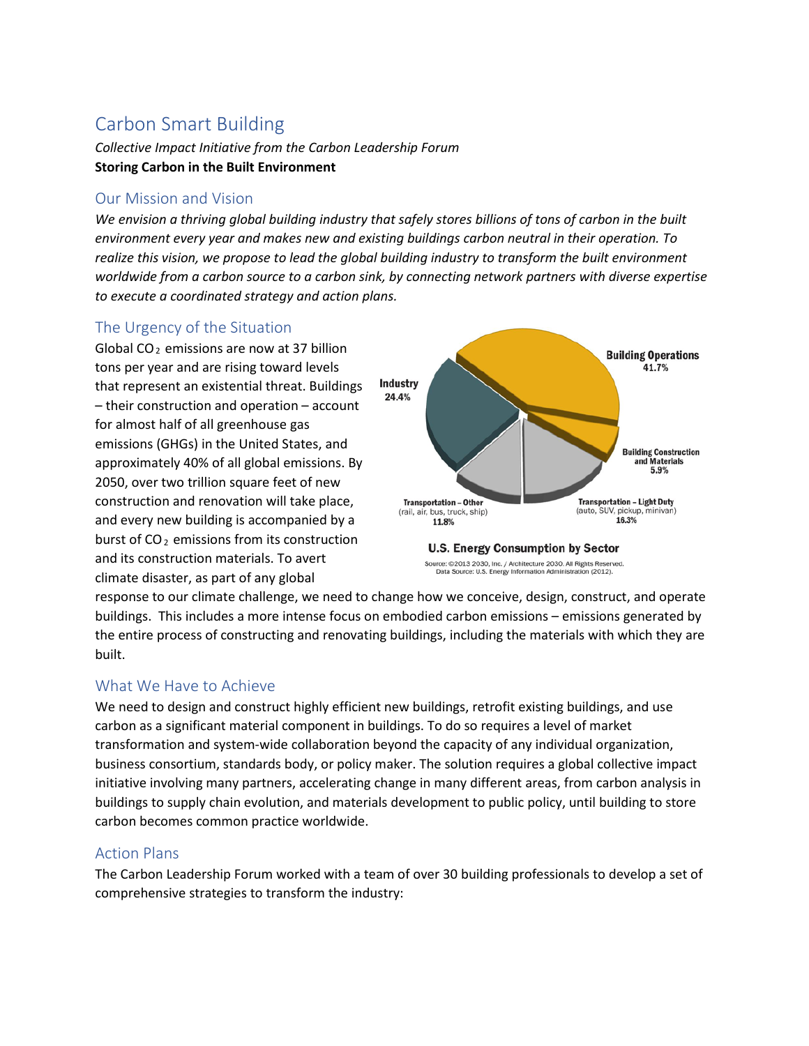# Carbon Smart Building

*Collective Impact Initiative from the Carbon Leadership Forum*

**Storing Carbon in the Built Environment**

## Our Mission and Vision

*We envision a thriving global building industry that safely stores billions of tons of carbon in the built environment every year and makes new and existing buildings carbon neutral in their operation. To realize this vision, we propose to lead the global building industry to transform the built environment worldwide from a carbon source to a carbon sink, by connecting network partners with diverse expertise to execute a coordinated strategy and action plans.*

## The Urgency of the Situation

Global $CO_2$ emissions are now at 37 billion tons per year and are rising toward levels that represent an existential threat. Buildings – their construction and operation – account for almost half of all greenhouse gas emissions (GHGs) in the United States, and approximately 40% of all global emissions. By 2050, over two trillion square feet of new construction and renovation will take place, and every new building is accompanied by a burst of $CO_2$ emissions from its construction and its construction materials. To avert climate disaster, as part of any global response to our climate challenge, we need to change how we conceive, design, construct, and operate buildings. This includes a more intense focus on embodied carbon emissions – emissions generated by the entire process of constructing and renovating buildings, including the materials with which they are built.

Building Operations 41.7%; Industry 24.4%; Building Construction and Materials 5.9%; Transportation – Other (rail, air, bus, truck, ship) 11.8%; Transportation – Light Duty (auto, SUV, pickup, minivan) 16.3%

**U.S. Energy Consumption by Sector**

Source: ©2013 2030, Inc. / Architecture 2030. All Rights Reserved.
Data Source: U.S. Energy Information Administration (2012).

## What We Have to Achieve

We need to design and construct highly efficient new buildings, retrofit existing buildings, and use carbon as a significant material component in buildings. To do so requires a level of market transformation and system-wide collaboration beyond the capacity of any individual organization, business consortium, standards body, or policy maker. The solution requires a global collective impact initiative involving many partners, accelerating change in many different areas, from carbon analysis in buildings to supply chain evolution, and materials development to public policy, until building to store carbon becomes common practice worldwide.

## Action Plans

The Carbon Leadership Forum worked with a team of over 30 building professionals to develop a set of comprehensive strategies to transform the industry: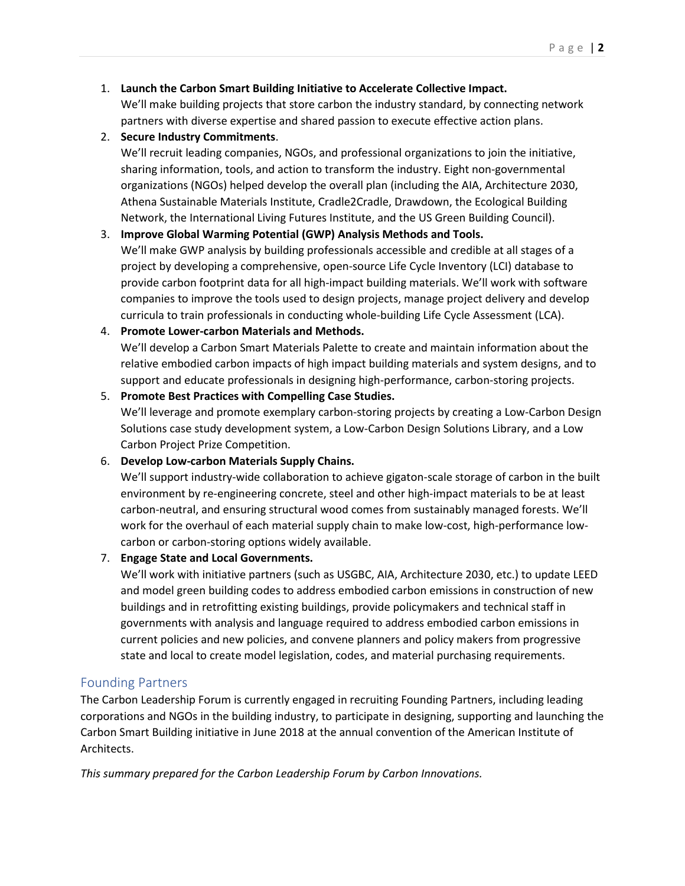1. **Launch the Carbon Smart Building Initiative to Accelerate Collective Impact.**
   We'll make building projects that store carbon the industry standard, by connecting network partners with diverse expertise and shared passion to execute effective action plans.
2. **Secure Industry Commitments**.
   We'll recruit leading companies, NGOs, and professional organizations to join the initiative, sharing information, tools, and action to transform the industry. Eight non-governmental organizations (NGOs) helped develop the overall plan (including the AIA, Architecture 2030, Athena Sustainable Materials Institute, Cradle2Cradle, Drawdown, the Ecological Building Network, the International Living Futures Institute, and the US Green Building Council).
3. **Improve Global Warming Potential (GWP) Analysis Methods and Tools.**
   We'll make GWP analysis by building professionals accessible and credible at all stages of a project by developing a comprehensive, open-source Life Cycle Inventory (LCI) database to provide carbon footprint data for all high-impact building materials. We'll work with software companies to improve the tools used to design projects, manage project delivery and develop curricula to train professionals in conducting whole-building Life Cycle Assessment (LCA).
4. **Promote Lower-carbon Materials and Methods.**
   We'll develop a Carbon Smart Materials Palette to create and maintain information about the relative embodied carbon impacts of high impact building materials and system designs, and to support and educate professionals in designing high-performance, carbon-storing projects.
5. **Promote Best Practices with Compelling Case Studies.**
   We'll leverage and promote exemplary carbon-storing projects by creating a Low-Carbon Design Solutions case study development system, a Low-Carbon Design Solutions Library, and a Low Carbon Project Prize Competition.
6. **Develop Low-carbon Materials Supply Chains.**
   We'll support industry-wide collaboration to achieve gigaton-scale storage of carbon in the built environment by re-engineering concrete, steel and other high-impact materials to be at least carbon-neutral, and ensuring structural wood comes from sustainably managed forests. We'll work for the overhaul of each material supply chain to make low-cost, high-performance low-carbon or carbon-storing options widely available.
7. **Engage State and Local Governments.**
   We'll work with initiative partners (such as USGBC, AIA, Architecture 2030, etc.) to update LEED and model green building codes to address embodied carbon emissions in construction of new buildings and in retrofitting existing buildings, provide policymakers and technical staff in governments with analysis and language required to address embodied carbon emissions in current policies and new policies, and convene planners and policy makers from progressive state and local to create model legislation, codes, and material purchasing requirements.

## Founding Partners

The Carbon Leadership Forum is currently engaged in recruiting Founding Partners, including leading corporations and NGOs in the building industry, to participate in designing, supporting and launching the Carbon Smart Building initiative in June 2018 at the annual convention of the American Institute of Architects.

*This summary prepared for the Carbon Leadership Forum by Carbon Innovations.*